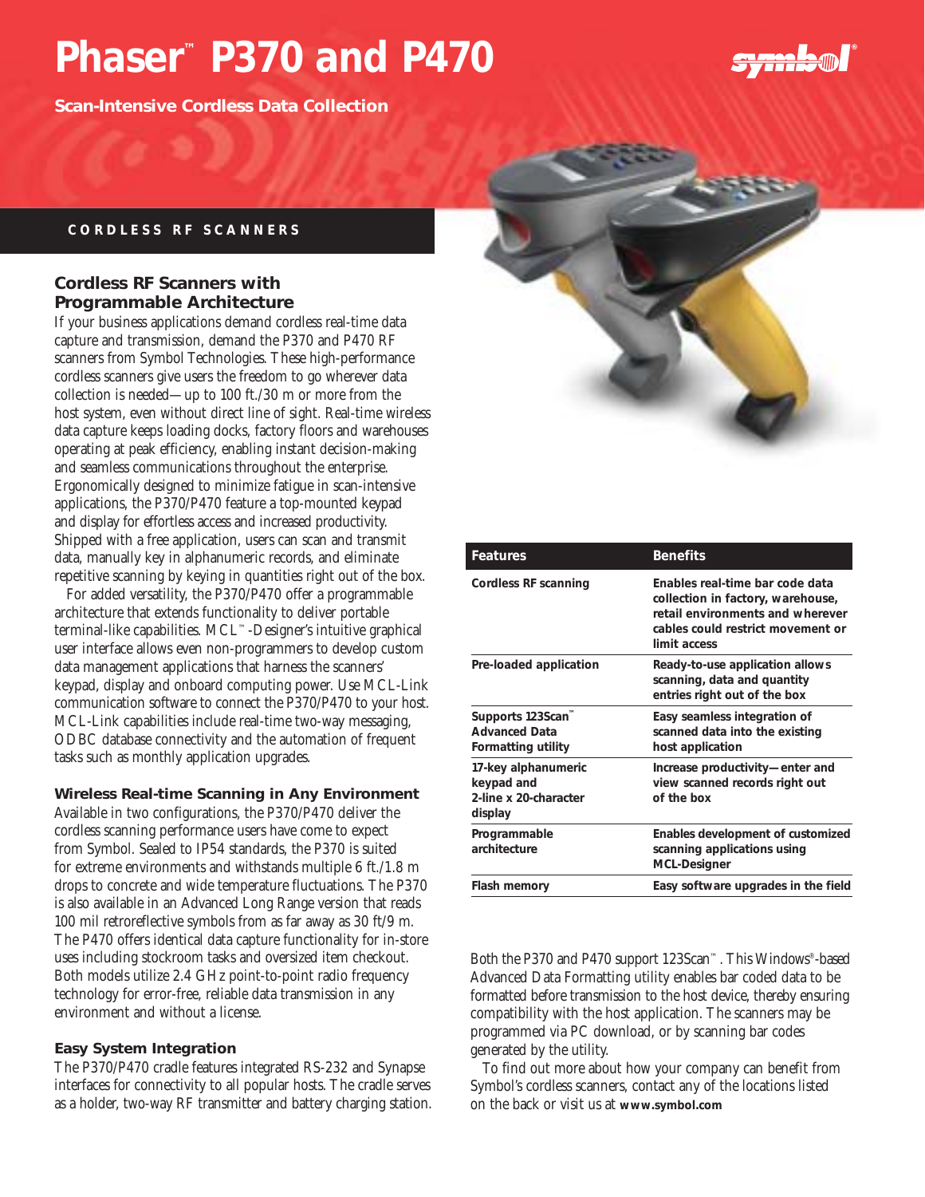// Phaser™ P370 and P470

**Scan-Intensive Cordless Data Collection**

**CORDLESS RF SCANNERS**

## Cordless RF Scanners with Programmable Architecture

If your business applications demand cordless real-time data capture and transmission, demand the P370 and P470 RF scanners from Symbol Technologies. These high-performance cordless scanners give users the freedom to go wherever data collection is needed—up to 100 ft./30 m or more from the host system, even without direct line of sight. Real-time wireless data capture keeps loading docks, factory floors and warehouses operating at peak efficiency, enabling instant decision-making and seamless communications throughout the enterprise. Ergonomically designed to minimize fatigue in scan-intensive applications, the P370/P470 feature a top-mounted keypad and display for effortless access and increased productivity. Shipped with a free application, users can scan and transmit data, manually key in alphanumeric records, and eliminate repetitive scanning by keying in quantities right out of the box.

For added versatility, the P370/P470 offer a programmable architecture that extends functionality to deliver portable terminal-like capabilities. MCL™-Designer's intuitive graphical user interface allows even non-programmers to develop custom data management applications that harness the scanners' keypad, display and onboard computing power. Use MCL-Link communication software to connect the P370/P470 to your host. MCL-Link capabilities include real-time two-way messaging, ODBC database connectivity and the automation of frequent tasks such as monthly application upgrades.

## Wireless Real-time Scanning in Any Environment

Available in two configurations, the P370/P470 deliver the cordless scanning performance users have come to expect from Symbol. Sealed to IP54 standards, the P370 is suited for extreme environments and withstands multiple 6 ft./1.8 m drops to concrete and wide temperature fluctuations. The P370 is also available in an Advanced Long Range version that reads 100 mil retroreflective symbols from as far away as 30 ft/9 m. The P470 offers identical data capture functionality for in-store uses including stockroom tasks and oversized item checkout. Both models utilize 2.4 GHz point-to-point radio frequency technology for error-free, reliable data transmission in any environment and without a license.

## Easy System Integration

The P370/P470 cradle features integrated RS-232 and Synapse interfaces for connectivity to all popular hosts. The cradle serves as a holder, two-way RF transmitter and battery charging station.

| Features | Benefits |
|---|---|
| Cordless RF scanning | Enables real-time bar code data collection in factory, warehouse, retail environments and wherever cables could restrict movement or limit access |
| Pre-loaded application | Ready-to-use application allows scanning, data and quantity entries right out of the box |
| Supports 123Scan™ Advanced Data Formatting utility | Easy seamless integration of scanned data into the existing host application |
| 17-key alphanumeric keypad and 2-line x 20-character display | Increase productivity—enter and view scanned records right out of the box |
| Programmable architecture | Enables development of customized scanning applications using MCL-Designer |
| Flash memory | Easy software upgrades in the field |

Both the P370 and P470 support 123Scan™. This Windows®-based Advanced Data Formatting utility enables bar coded data to be formatted before transmission to the host device, thereby ensuring compatibility with the host application. The scanners may be programmed via PC download, or by scanning bar codes generated by the utility.

To find out more about how your company can benefit from Symbol's cordless scanners, contact any of the locations listed on the back or visit us at **www.symbol.com**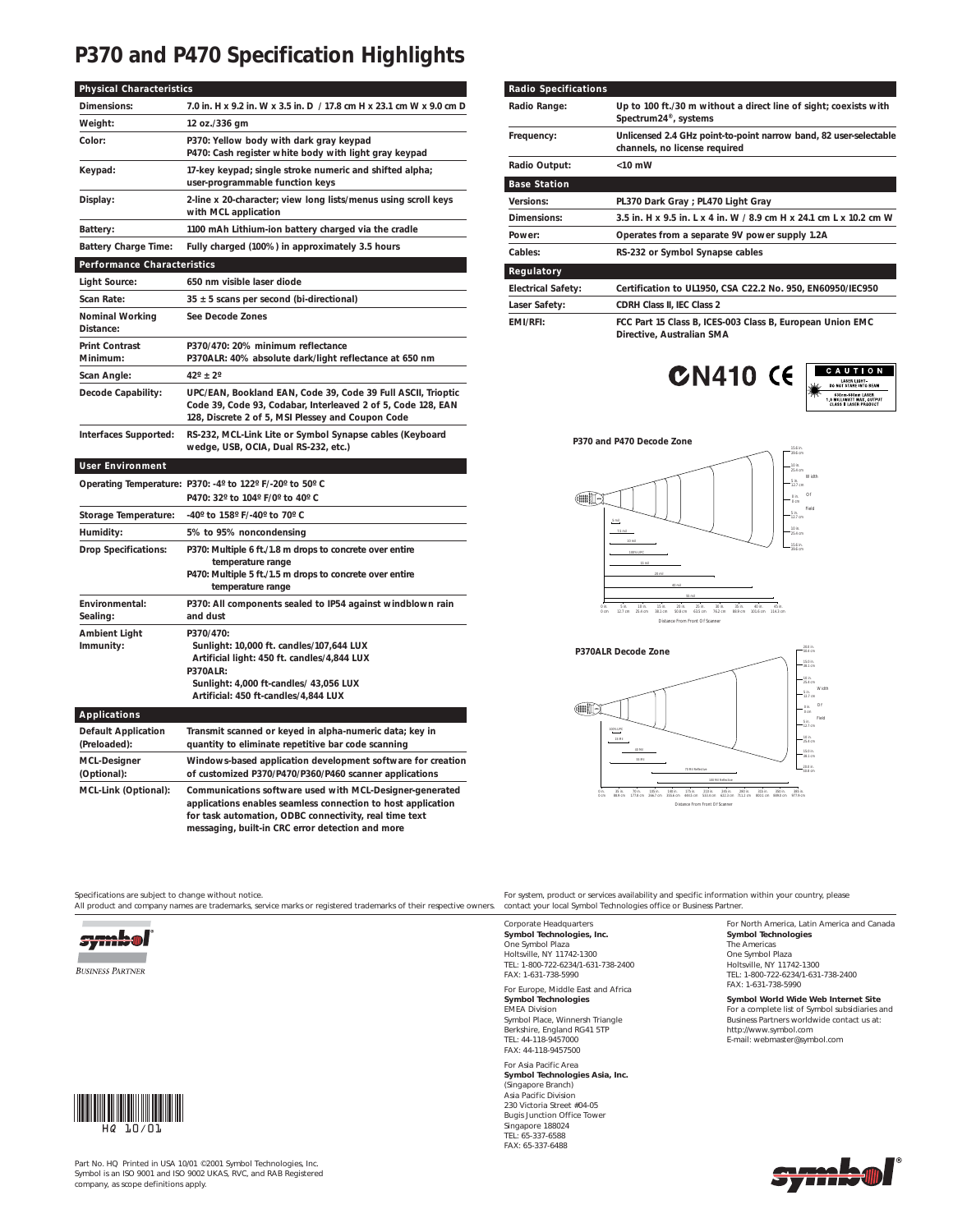# P370 and P470 Specification Highlights

| Physical Characteristics | |
|---|---|
| Dimensions: | 7.0 in. H x 9.2 in. W x 3.5 in. D / 17.8 cm H x 23.1 cm W x 9.0 cm D |
| Weight: | 12 oz./336 gm |
| Color: | P370: Yellow body with dark gray keypad<br>P470: Cash register white body with light gray keypad |
| Keypad: | 17-key keypad; single stroke numeric and shifted alpha; user-programmable function keys |
| Display: | 2-line x 20-character; view long lists/menus using scroll keys with MCL application |
| Battery: | 1100 mAh Lithium-ion battery charged via the cradle |
| Battery Charge Time: | Fully charged (100%) in approximately 3.5 hours |

| Performance Characteristics | |
|---|---|
| Light Source: | 650 nm visible laser diode |
| Scan Rate: | 35 ± 5 scans per second (bi-directional) |
| Nominal Working Distance: | See Decode Zones |
| Print Contrast Minimum: | P370/470: 20% minimum reflectance<br>P370ALR: 40% absolute dark/light reflectance at 650 nm |
| Scan Angle: | 42º ± 2º |
| Decode Capability: | UPC/EAN, Bookland EAN, Code 39, Code 39 Full ASCII, Trioptic Code 39, Code 93, Codabar, Interleaved 2 of 5, Code 128, EAN 128, Discrete 2 of 5, MSI Plessey and Coupon Code |
| Interfaces Supported: | RS-232, MCL-Link Lite or Symbol Synapse cables (Keyboard wedge, USB, OCIA, Dual RS-232, etc.) |

| User Environment | |
|---|---|
| Operating Temperature: | P370: -4º to 122º F/-20º to 50º C<br>P470: 32º to 104º F/0º to 40º C |
| Storage Temperature: | -40º to 158º F/-40º to 70º C |
| Humidity: | 5% to 95% noncondensing |
| Drop Specifications: | P370: Multiple 6 ft./1.8 m drops to concrete over entire temperature range<br>P470: Multiple 5 ft./1.5 m drops to concrete over entire temperature range |
| Environmental: Sealing: | P370: All components sealed to IP54 against windblown rain and dust |
| Ambient Light Immunity: | P370/470:<br>Sunlight: 10,000 ft. candles/107,644 LUX<br>Artificial light: 450 ft. candles/4,844 LUX<br>P370ALR:<br>Sunlight: 4,000 ft-candles/ 43,056 LUX<br>Artificial: 450 ft-candles/4,844 LUX |

| Applications | |
|---|---|
| Default Application (Preloaded): | Transmit scanned or keyed in alpha-numeric data; key in quantity to eliminate repetitive bar code scanning |
| MCL-Designer (Optional): | Windows-based application development software for creation of customized P370/P470/P360/P460 scanner applications |
| MCL-Link (Optional): | Communications software used with MCL-Designer-generated applications enables seamless connection to host application for task automation, ODBC connectivity, real time text messaging, built-in CRC error detection and more |

| Radio Specifications | |
|---|---|
| Radio Range: | Up to 100 ft./30 m without a direct line of sight; coexists with Spectrum24®, systems |
| Frequency: | Unlicensed 2.4 GHz point-to-point narrow band, 82 user-selectable channels, no license required |
| Radio Output: | <10 mW |

| Base Station | |
|---|---|
| Versions: | PL370 Dark Gray ; PL470 Light Gray |
| Dimensions: | 3.5 in. H x 9.5 in. L x 4 in. W / 8.9 cm H x 24.1 cm L x 10.2 cm W |
| Power: | Operates from a separate 9V power supply 1.2A |
| Cables: | RS-232 or Symbol Synapse cables |

| Regulatory | |
|---|---|
| Electrical Safety: | Certification to UL1950, CSA C22.2 No. 950, EN60950/IEC950 |
| Laser Safety: | CDRH Class II, IEC Class 2 |
| EMI/RFI: | FCC Part 15 Class B, ICES-003 Class B, European Union EMC Directive, Australian SMA |

N410 CE

CAUTION
LASER LIGHT– DO NOT STARE INTO BEAM
630nm-680nm LASER 1.0 MILLIWATT MAX. OUTPUT CLASS II LASER PRODUCT

**P370 and P470 Decode Zone**

Width Of Field

Distance From Front Of Scanner

**P370ALR Decode Zone**

Width Of Field

Distance From Front Of Scanner

Specifications are subject to change without notice.
All product and company names are trademarks, service marks or registered trademarks of their respective owners.

For system, product or services availability and specific information within your country, please contact your local Symbol Technologies office or Business Partner.

symbol BUSINESS PARTNER

Corporate Headquarters
**Symbol Technologies, Inc.**
One Symbol Plaza
Holtsville, NY 11742-1300
TEL: 1-800-722-6234/1-631-738-2400
FAX: 1-631-738-5990

For Europe, Middle East and Africa
**Symbol Technologies**
EMEA Division
Symbol Place, Winnersh Triangle
Berkshire, England RG41 5TP
TEL: 44-118-9457000
FAX: 44-118-9457500

For Asia Pacific Area
**Symbol Technologies Asia, Inc.**
(Singapore Branch)
Asia Pacific Division
230 Victoria Street #04-05
Bugis Junction Office Tower
Singapore 188024
TEL: 65-337-6588
FAX: 65-337-6488

For North America, Latin America and Canada
**Symbol Technologies**
The Americas
One Symbol Plaza
Holtsville, NY 11742-1300
TEL: 1-800-722-6234/1-631-738-2400
FAX: 1-631-738-5990

**Symbol World Wide Web Internet Site**
For a complete list of Symbol subsidiaries and Business Partners worldwide contact us at:
http://www.symbol.com
E-mail: webmaster@symbol.com

HQ 10/01

Part No. HQ Printed in USA 10/01 ©2001 Symbol Technologies, Inc.
Symbol is an ISO 9001 and ISO 9002 UKAS, RVC, and RAB Registered company, as scope definitions apply.

symbol